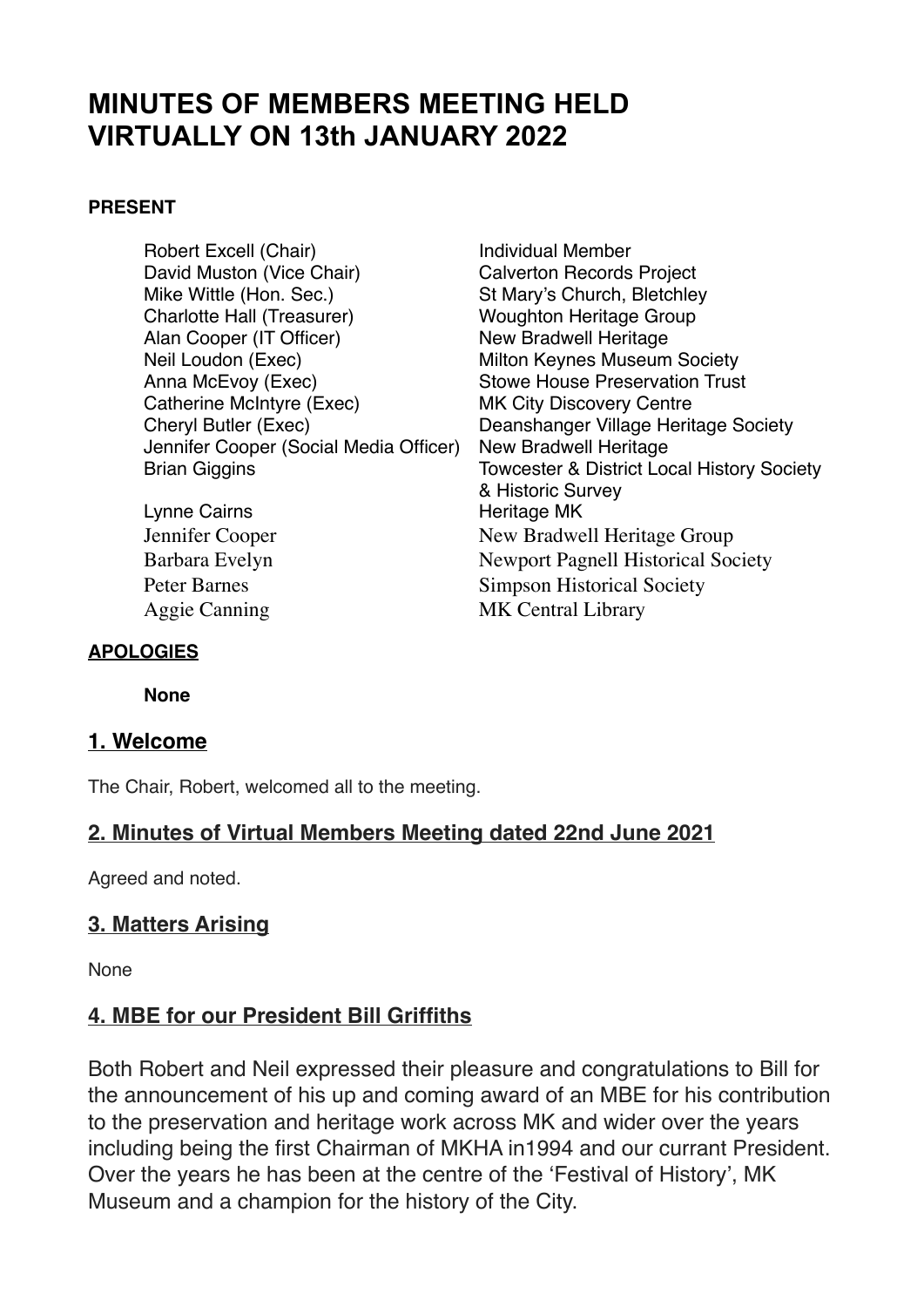# MINUTES OF MEMBERS MEETING HELD VIRTUALLY ON 13th JANUARY 2022

**PRESENT**

| | |
|---|---|
| Robert Excell (Chair) | Individual Member |
| David Muston (Vice Chair) | Calverton Records Project |
| Mike Wittle (Hon. Sec.) | St Mary's Church, Bletchley |
| Charlotte Hall (Treasurer) | Woughton Heritage Group |
| Alan Cooper (IT Officer) | New Bradwell Heritage |
| Neil Loudon (Exec) | Milton Keynes Museum Society |
| Anna McEvoy (Exec) | Stowe House Preservation Trust |
| Catherine McIntyre (Exec) | MK City Discovery Centre |
| Cheryl Butler (Exec) | Deanshanger Village Heritage Society |
| Jennifer Cooper (Social Media Officer) | New Bradwell Heritage |
| Brian Giggins | Towcester & District Local History Society & Historic Survey |
| Lynne Cairns | Heritage MK |
| Jennifer Cooper | New Bradwell Heritage Group |
| Barbara Evelyn | Newport Pagnell Historical Society |
| Peter Barnes | Simpson Historical Society |
| Aggie Canning | MK Central Library |

**APOLOGIES**

**None**

## 1. Welcome

The Chair, Robert, welcomed all to the meeting.

## 2. Minutes of Virtual Members Meeting dated 22nd June 2021

Agreed and noted.

## 3. Matters Arising

None

## 4. MBE for our President Bill Griffiths

Both Robert and Neil expressed their pleasure and congratulations to Bill for the announcement of his up and coming award of an MBE for his contribution to the preservation and heritage work across MK and wider over the years including being the first Chairman of MKHA in1994 and our currant President. Over the years he has been at the centre of the 'Festival of History', MK Museum and a champion for the history of the City.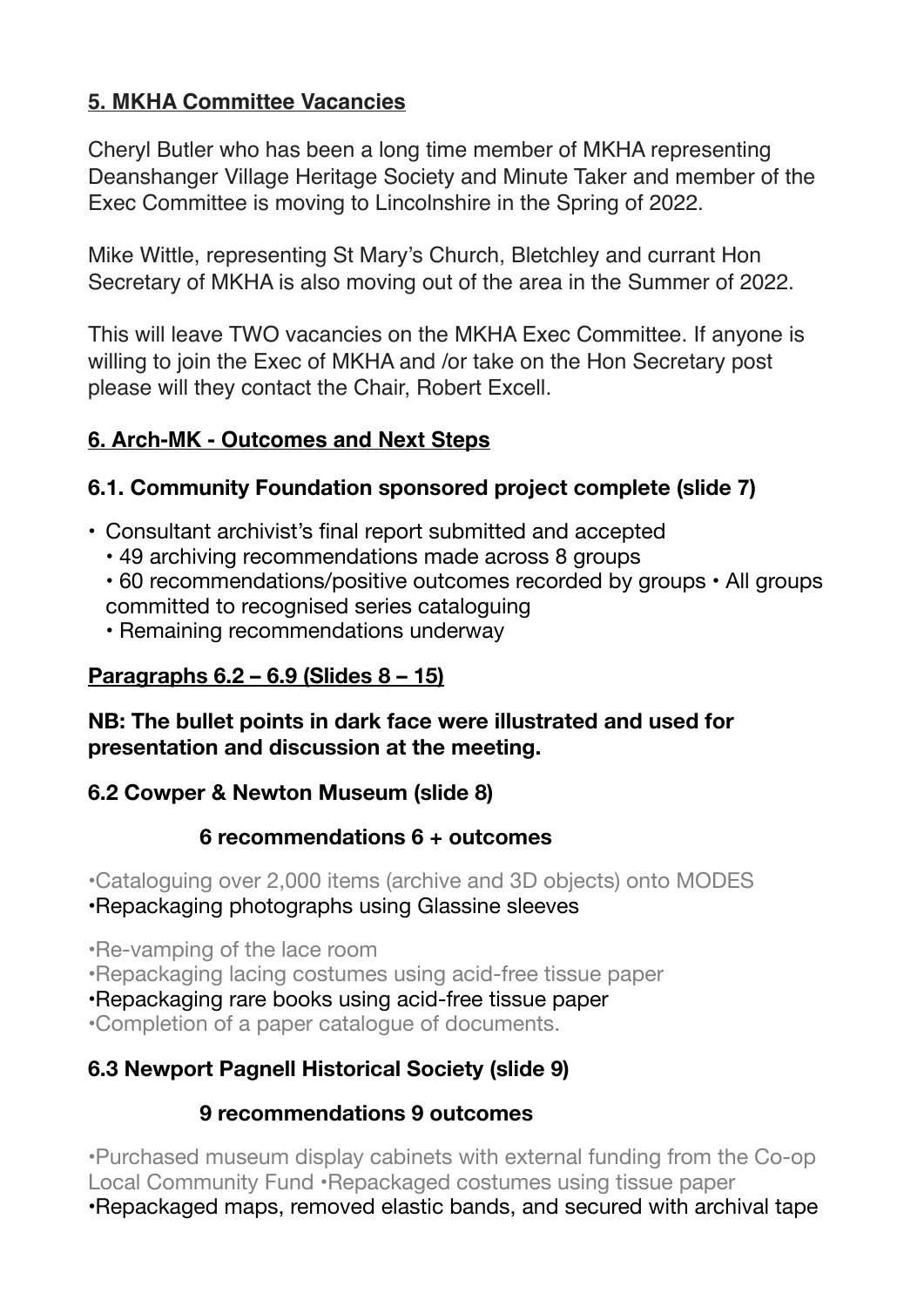## 5. MKHA Committee Vacancies

Cheryl Butler who has been a long time member of MKHA representing Deanshanger Village Heritage Society and Minute Taker and member of the Exec Committee is moving to Lincolnshire in the Spring of 2022.

Mike Wittle, representing St Mary's Church, Bletchley and currant Hon Secretary of MKHA is also moving out of the area in the Summer of 2022.

This will leave TWO vacancies on the MKHA Exec Committee. If anyone is willing to join the Exec of MKHA and /or take on the Hon Secretary post please will they contact the Chair, Robert Excell.

## 6. Arch-MK - Outcomes and Next Steps

### 6.1. Community Foundation sponsored project complete (slide 7)

- Consultant archivist's final report submitted and accepted
  - 49 archiving recommendations made across 8 groups
  - 60 recommendations/positive outcomes recorded by groups • All groups committed to recognised series cataloguing
  - Remaining recommendations underway

### Paragraphs 6.2 – 6.9 (Slides 8 – 15)

**NB: The bullet points in dark face were illustrated and used for presentation and discussion at the meeting.**

### 6.2 Cowper & Newton Museum (slide 8)

**6 recommendations 6 + outcomes**

•Cataloguing over 2,000 items (archive and 3D objects) onto MODES
•**Repackaging photographs using Glassine sleeves**

•Re-vamping of the lace room
•Repackaging lacing costumes using acid-free tissue paper
•**Repackaging rare books using acid-free tissue paper**
•Completion of a paper catalogue of documents.

### 6.3 Newport Pagnell Historical Society (slide 9)

**9 recommendations 9 outcomes**

•Purchased museum display cabinets with external funding from the Co-op Local Community Fund •Repackaged costumes using tissue paper
•**Repackaged maps, removed elastic bands, and secured with archival tape**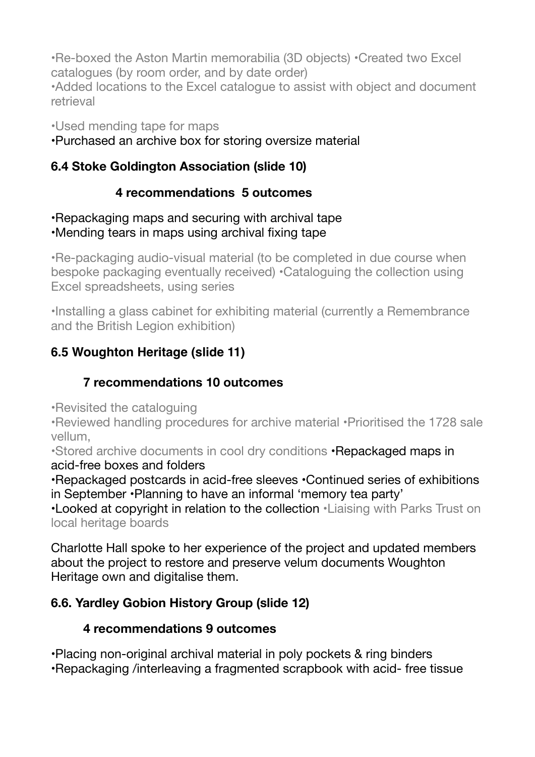•Re-boxed the Aston Martin memorabilia (3D objects) •Created two Excel catalogues (by room order, and by date order)
•Added locations to the Excel catalogue to assist with object and document retrieval

•Used mending tape for maps
•Purchased an archive box for storing oversize material

### 6.4 Stoke Goldington Association (slide 10)

**4 recommendations 5 outcomes**

•Repackaging maps and securing with archival tape
•Mending tears in maps using archival fixing tape

•Re-packaging audio-visual material (to be completed in due course when bespoke packaging eventually received) •Cataloguing the collection using Excel spreadsheets, using series

•Installing a glass cabinet for exhibiting material (currently a Remembrance and the British Legion exhibition)

### 6.5 Woughton Heritage (slide 11)

**7 recommendations 10 outcomes**

•Revisited the cataloguing
•Reviewed handling procedures for archive material •Prioritised the 1728 sale vellum,
•Stored archive documents in cool dry conditions •Repackaged maps in acid-free boxes and folders
•Repackaged postcards in acid-free sleeves •Continued series of exhibitions in September •Planning to have an informal 'memory tea party'
•Looked at copyright in relation to the collection •Liaising with Parks Trust on local heritage boards

Charlotte Hall spoke to her experience of the project and updated members about the project to restore and preserve velum documents Woughton Heritage own and digitalise them.

### 6.6. Yardley Gobion History Group (slide 12)

**4 recommendations 9 outcomes**

•Placing non-original archival material in poly pockets & ring binders
•Repackaging /interleaving a fragmented scrapbook with acid- free tissue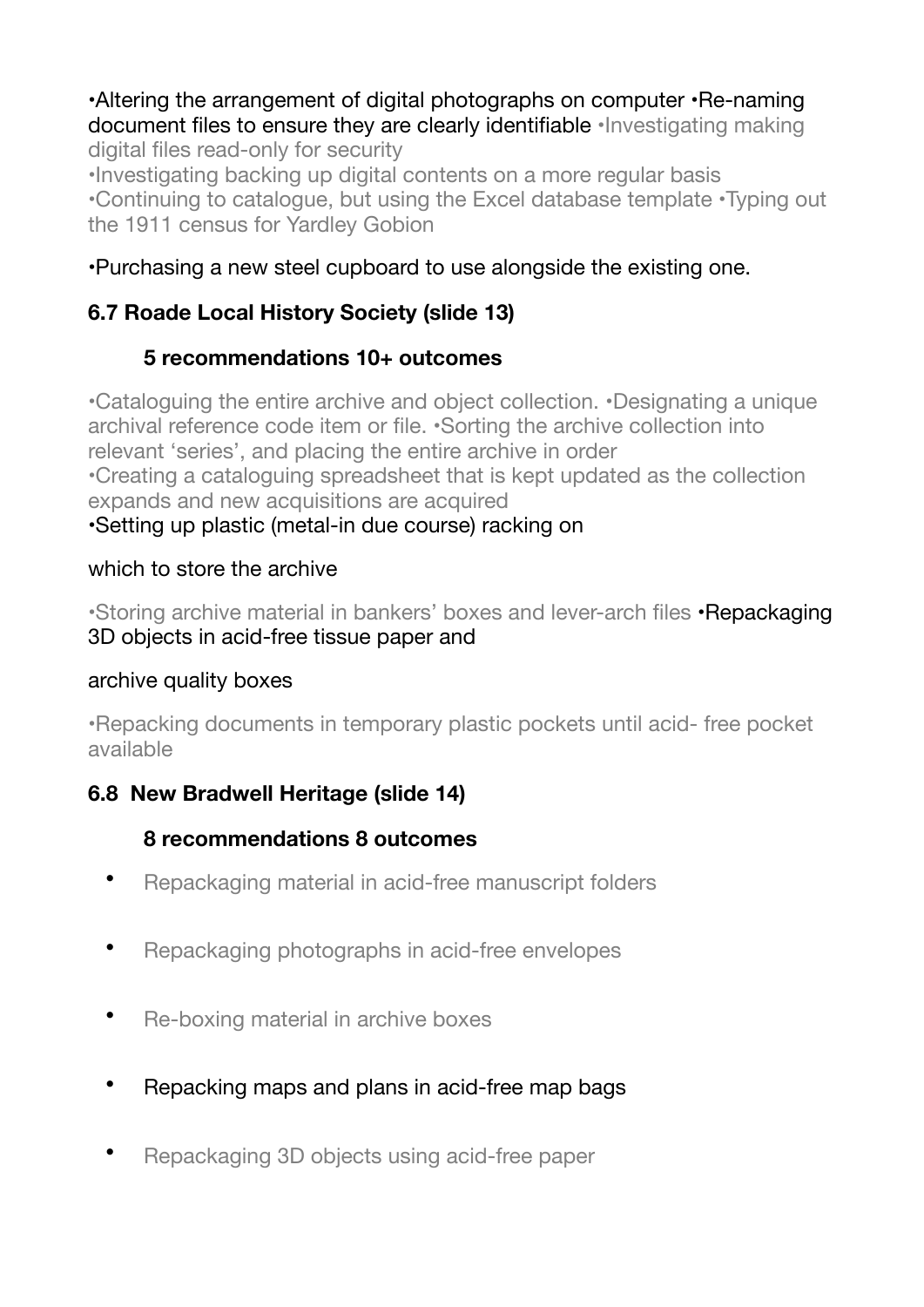•Altering the arrangement of digital photographs on computer •Re-naming document files to ensure they are clearly identifiable •Investigating making digital files read-only for security
•Investigating backing up digital contents on a more regular basis
•Continuing to catalogue, but using the Excel database template •Typing out the 1911 census for Yardley Gobion

•Purchasing a new steel cupboard to use alongside the existing one.

**6.7 Roade Local History Society (slide 13)**

**5 recommendations 10+ outcomes**

•Cataloguing the entire archive and object collection. •Designating a unique archival reference code item or file. •Sorting the archive collection into relevant 'series', and placing the entire archive in order
•Creating a cataloguing spreadsheet that is kept updated as the collection expands and new acquisitions are acquired
•Setting up plastic (metal-in due course) racking on

which to store the archive

•Storing archive material in bankers' boxes and lever-arch files •Repackaging 3D objects in acid-free tissue paper and

archive quality boxes

•Repacking documents in temporary plastic pockets until acid- free pocket available

**6.8 New Bradwell Heritage (slide 14)**

**8 recommendations 8 outcomes**

- Repackaging material in acid-free manuscript folders
- Repackaging photographs in acid-free envelopes
- Re-boxing material in archive boxes
- Repacking maps and plans in acid-free map bags
- Repackaging 3D objects using acid-free paper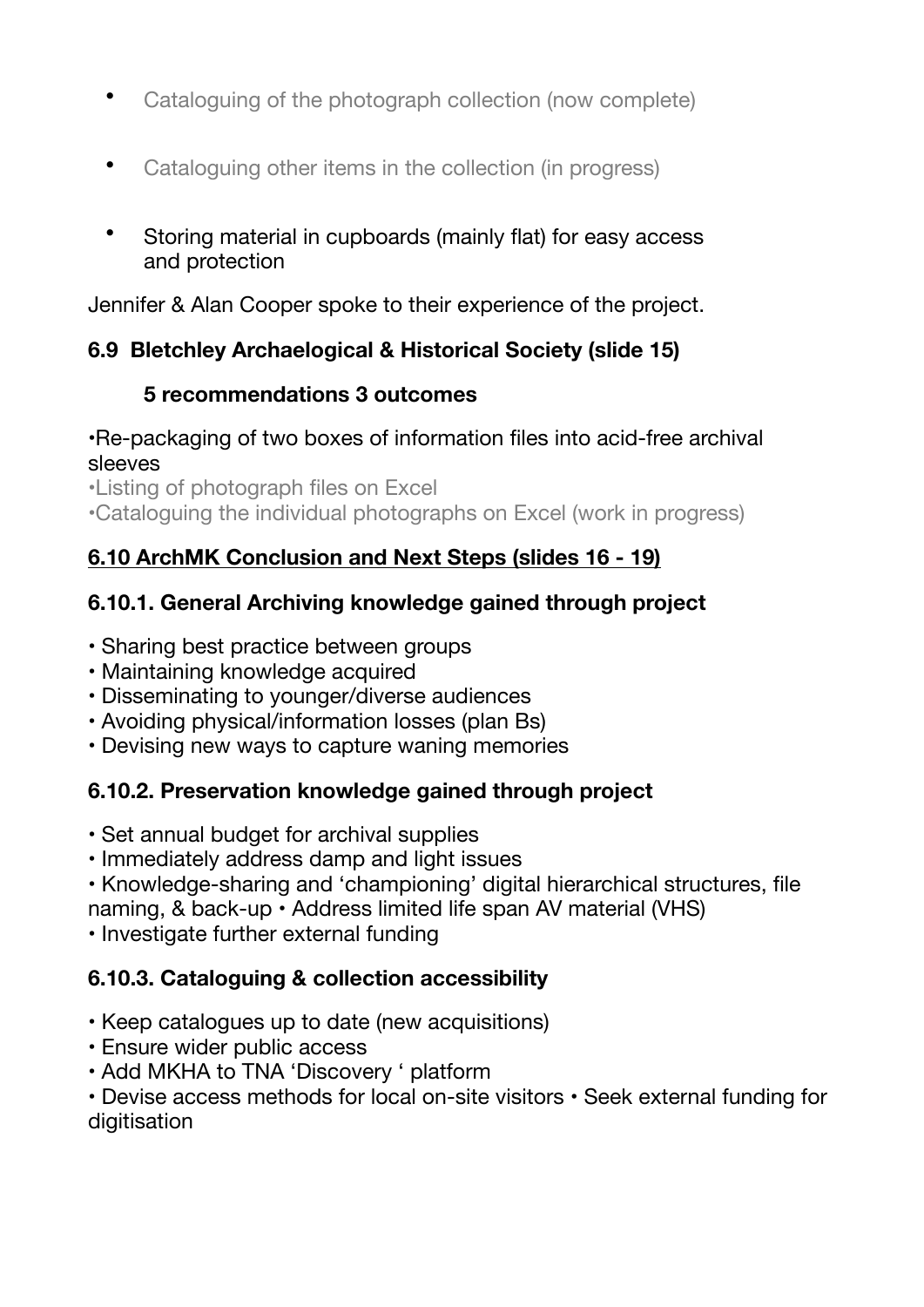- Cataloguing of the photograph collection (now complete)
- Cataloguing other items in the collection (in progress)
- Storing material in cupboards (mainly flat) for easy access and protection

Jennifer & Alan Cooper spoke to their experience of the project.

**6.9 Bletchley Archaelogical & Historical Society (slide 15)**

**5 recommendations 3 outcomes**

•Re-packaging of two boxes of information files into acid-free archival sleeves
•Listing of photograph files on Excel
•Cataloguing the individual photographs on Excel (work in progress)

**<u>6.10 ArchMK Conclusion and Next Steps (slides 16 - 19)</u>**

**6.10.1. General Archiving knowledge gained through project**

- Sharing best practice between groups
- Maintaining knowledge acquired
- Disseminating to younger/diverse audiences
- Avoiding physical/information losses (plan Bs)
- Devising new ways to capture waning memories

**6.10.2. Preservation knowledge gained through project**

- Set annual budget for archival supplies
- Immediately address damp and light issues
- Knowledge-sharing and 'championing' digital hierarchical structures, file naming, & back-up • Address limited life span AV material (VHS)
- Investigate further external funding

**6.10.3. Cataloguing & collection accessibility**

- Keep catalogues up to date (new acquisitions)
- Ensure wider public access
- Add MKHA to TNA 'Discovery ' platform
- Devise access methods for local on-site visitors • Seek external funding for digitisation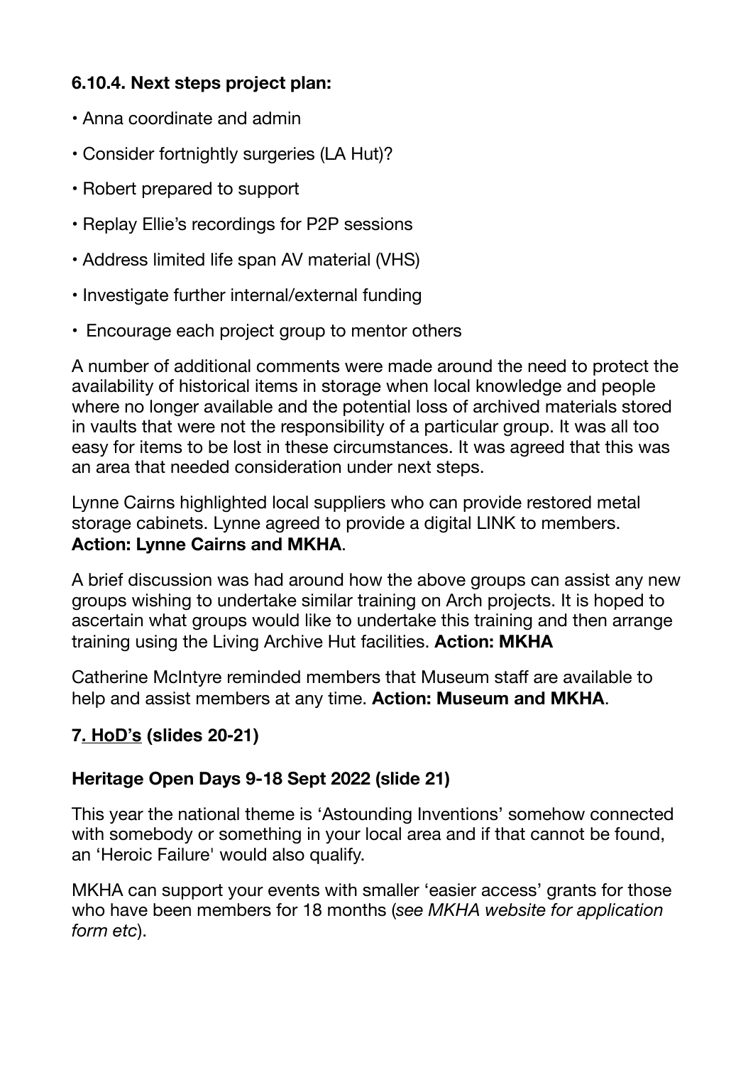### 6.10.4. Next steps project plan:

- Anna coordinate and admin
- Consider fortnightly surgeries (LA Hut)?
- Robert prepared to support
- Replay Ellie's recordings for P2P sessions
- Address limited life span AV material (VHS)
- Investigate further internal/external funding
- Encourage each project group to mentor others

A number of additional comments were made around the need to protect the availability of historical items in storage when local knowledge and people where no longer available and the potential loss of archived materials stored in vaults that were not the responsibility of a particular group. It was all too easy for items to be lost in these circumstances. It was agreed that this was an area that needed consideration under next steps.

Lynne Cairns highlighted local suppliers who can provide restored metal storage cabinets. Lynne agreed to provide a digital LINK to members. **Action: Lynne Cairns and MKHA**.

A brief discussion was had around how the above groups can assist any new groups wishing to undertake similar training on Arch projects. It is hoped to ascertain what groups would like to undertake this training and then arrange training using the Living Archive Hut facilities. **Action: MKHA**

Catherine McIntyre reminded members that Museum staff are available to help and assist members at any time. **Action: Museum and MKHA**.

### 7. HoD's (slides 20-21)

### Heritage Open Days 9-18 Sept 2022 (slide 21)

This year the national theme is 'Astounding Inventions' somehow connected with somebody or something in your local area and if that cannot be found, an 'Heroic Failure' would also qualify.

MKHA can support your events with smaller 'easier access' grants for those who have been members for 18 months (*see MKHA website for application form etc*).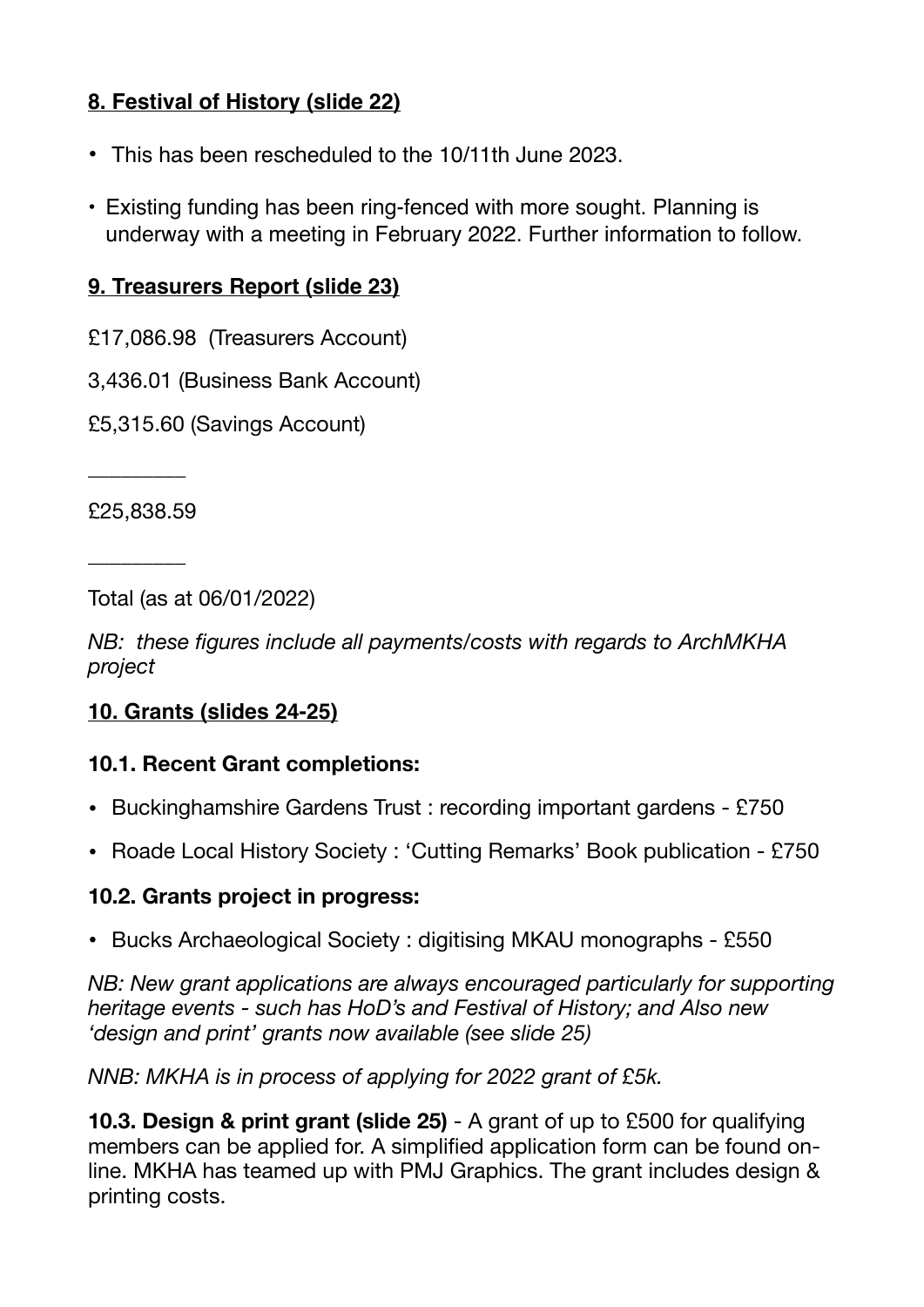## **8. Festival of History (slide 22)**

- This has been rescheduled to the 10/11th June 2023.
- Existing funding has been ring-fenced with more sought. Planning is underway with a meeting in February 2022. Further information to follow.

## **9. Treasurers Report (slide 23)**

£17,086.98 (Treasurers Account)

3,436.01 (Business Bank Account)

£5,315.60 (Savings Account)

________

£25,838.59

________

Total (as at 06/01/2022)

*NB: these figures include all payments/costs with regards to ArchMKHA project*

## **10. Grants (slides 24-25)**

### **10.1. Recent Grant completions:**

- Buckinghamshire Gardens Trust : recording important gardens - £750
- Roade Local History Society : 'Cutting Remarks' Book publication - £750

### **10.2. Grants project in progress:**

- Bucks Archaeological Society : digitising MKAU monographs - £550

*NB: New grant applications are always encouraged particularly for supporting heritage events - such has HoD's and Festival of History; and Also new 'design and print' grants now available (see slide 25)*

*NNB: MKHA is in process of applying for 2022 grant of £5k.*

**10.3. Design & print grant (slide 25)** - A grant of up to £500 for qualifying members can be applied for. A simplified application form can be found on-line. MKHA has teamed up with PMJ Graphics. The grant includes design & printing costs.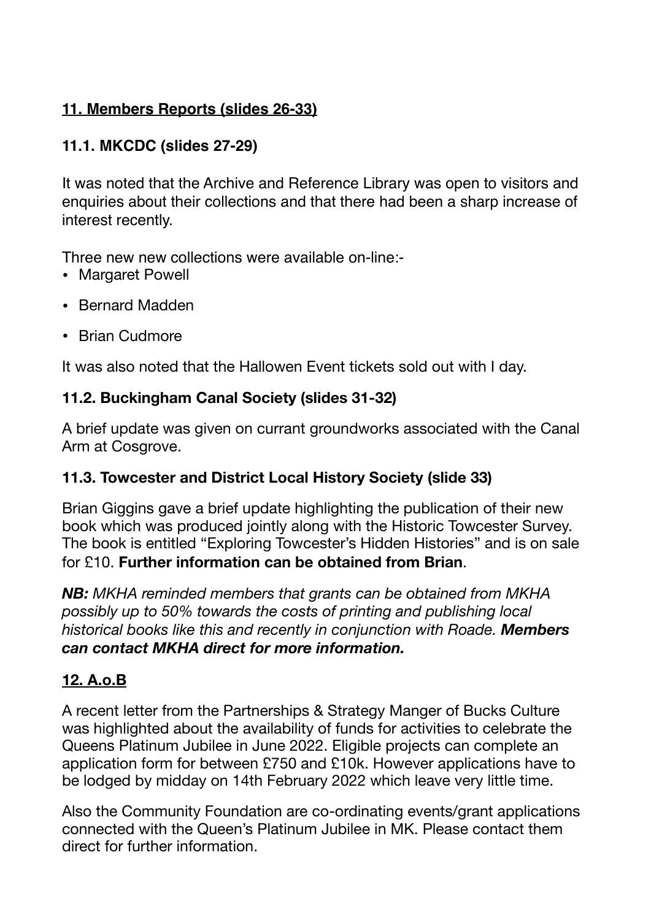## **<u>11. Members Reports (slides 26-33)</u>**

### **11.1. MKCDC (slides 27-29)**

It was noted that the Archive and Reference Library was open to visitors and enquiries about their collections and that there had been a sharp increase of interest recently.

Three new new collections were available on-line:-

- Margaret Powell
- Bernard Madden
- Brian Cudmore

It was also noted that the Hallowen Event tickets sold out with I day.

### **11.2. Buckingham Canal Society (slides 31-32)**

A brief update was given on currant groundworks associated with the Canal Arm at Cosgrove.

### **11.3. Towcester and District Local History Society (slide 33)**

Brian Giggins gave a brief update highlighting the publication of their new book which was produced jointly along with the Historic Towcester Survey. The book is entitled "Exploring Towcester's Hidden Histories" and is on sale for £10. **Further information can be obtained from Brian**.

***NB:*** *MKHA reminded members that grants can be obtained from MKHA possibly up to 50% towards the costs of printing and publishing local historical books like this and recently in conjunction with Roade.* ***Members can contact MKHA direct for more information.***

## **<u>12. A.o.B</u>**

A recent letter from the Partnerships & Strategy Manger of Bucks Culture was highlighted about the availability of funds for activities to celebrate the Queens Platinum Jubilee in June 2022. Eligible projects can complete an application form for between £750 and £10k. However applications have to be lodged by midday on 14th February 2022 which leave very little time.

Also the Community Foundation are co-ordinating events/grant applications connected with the Queen's Platinum Jubilee in MK. Please contact them direct for further information.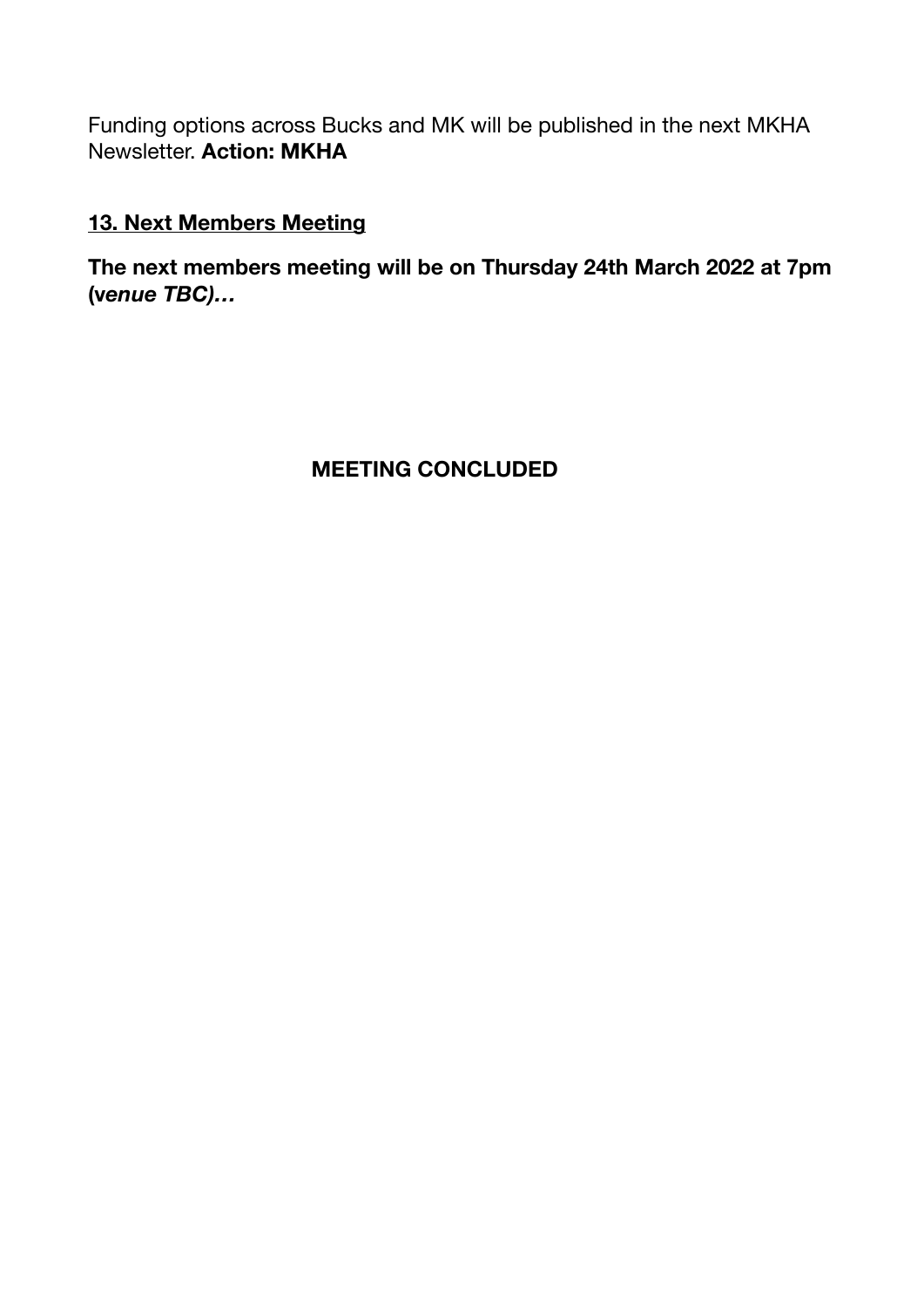Funding options across Bucks and MK will be published in the next MKHA Newsletter. **Action: MKHA**

## 13. Next Members Meeting

**The next members meeting will be on Thursday 24th March 2022 at 7pm (*venue TBC)…***

**MEETING CONCLUDED**